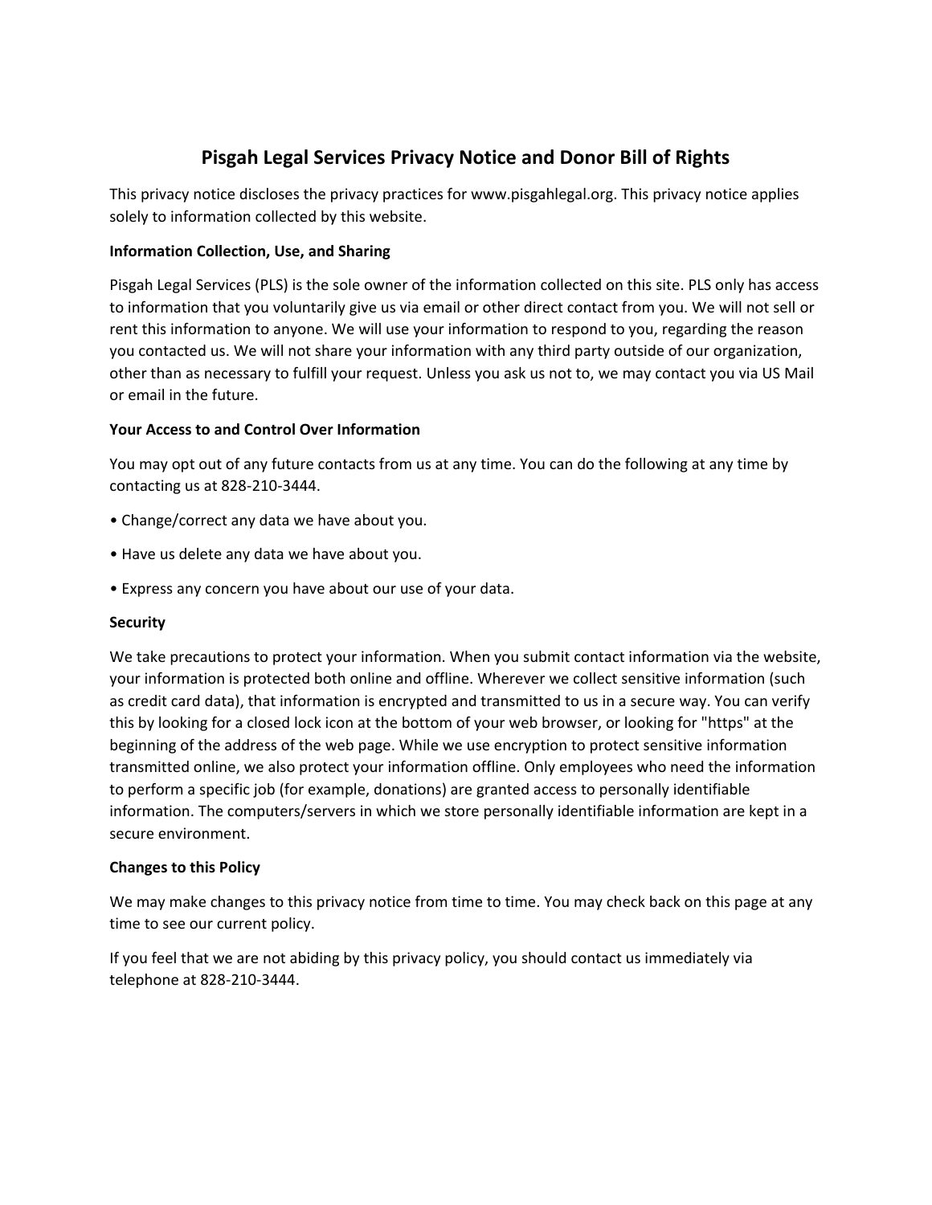# Pisgah Legal Services Privacy Notice and Donor Bill of Rights

This privacy notice discloses the privacy practices for www.pisgahlegal.org. This privacy notice applies solely to information collected by this website.

### Information Collection, Use, and Sharing

Pisgah Legal Services (PLS) is the sole owner of the information collected on this site. PLS only has access to information that you voluntarily give us via email or other direct contact from you. We will not sell or rent this information to anyone. We will use your information to respond to you, regarding the reason you contacted us. We will not share your information with any third party outside of our organization, other than as necessary to fulfill your request. Unless you ask us not to, we may contact you via US Mail or email in the future.

### Your Access to and Control Over Information

You may opt out of any future contacts from us at any time. You can do the following at any time by contacting us at 828-210-3444.

- Change/correct any data we have about you.
- Have us delete any data we have about you.
- Express any concern you have about our use of your data.

### Security

We take precautions to protect your information. When you submit contact information via the website, your information is protected both online and offline. Wherever we collect sensitive information (such as credit card data), that information is encrypted and transmitted to us in a secure way. You can verify this by looking for a closed lock icon at the bottom of your web browser, or looking for "https" at the beginning of the address of the web page. While we use encryption to protect sensitive information transmitted online, we also protect your information offline. Only employees who need the information to perform a specific job (for example, donations) are granted access to personally identifiable information. The computers/servers in which we store personally identifiable information are kept in a secure environment.

### Changes to this Policy

We may make changes to this privacy notice from time to time. You may check back on this page at any time to see our current policy.

If you feel that we are not abiding by this privacy policy, you should contact us immediately via telephone at 828-210-3444.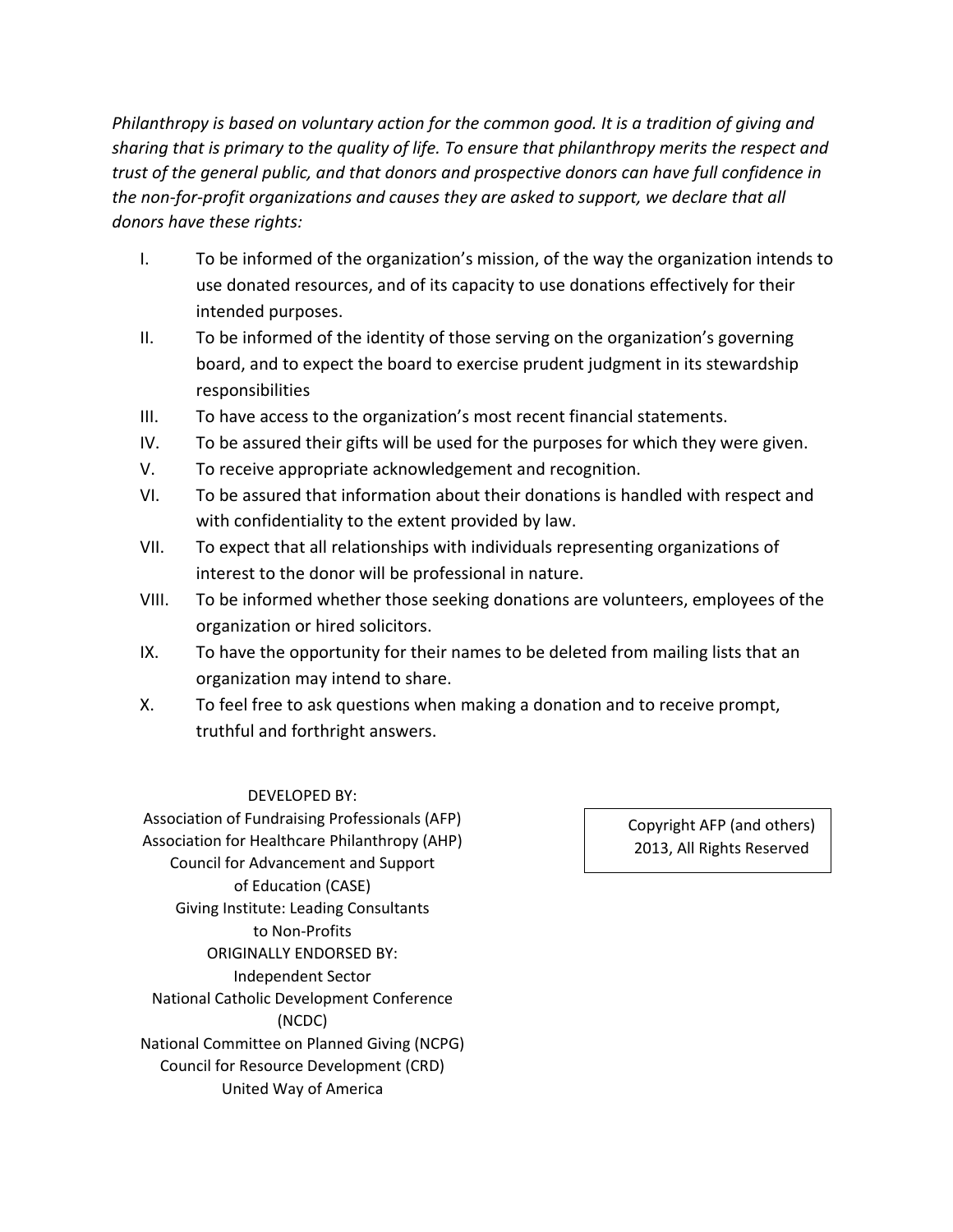*Philanthropy is based on voluntary action for the common good. It is a tradition of giving and sharing that is primary to the quality of life. To ensure that philanthropy merits the respect and trust of the general public, and that donors and prospective donors can have full confidence in the non-for-profit organizations and causes they are asked to support, we declare that all donors have these rights:*

I. To be informed of the organization's mission, of the way the organization intends to use donated resources, and of its capacity to use donations effectively for their intended purposes.

II. To be informed of the identity of those serving on the organization's governing board, and to expect the board to exercise prudent judgment in its stewardship responsibilities

III. To have access to the organization's most recent financial statements.

IV. To be assured their gifts will be used for the purposes for which they were given.

V. To receive appropriate acknowledgement and recognition.

VI. To be assured that information about their donations is handled with respect and with confidentiality to the extent provided by law.

VII. To expect that all relationships with individuals representing organizations of interest to the donor will be professional in nature.

VIII. To be informed whether those seeking donations are volunteers, employees of the organization or hired solicitors.

IX. To have the opportunity for their names to be deleted from mailing lists that an organization may intend to share.

X. To feel free to ask questions when making a donation and to receive prompt, truthful and forthright answers.

DEVELOPED BY:
Association of Fundraising Professionals (AFP)
Association for Healthcare Philanthropy (AHP)
Council for Advancement and Support of Education (CASE)
Giving Institute: Leading Consultants to Non-Profits

ORIGINALLY ENDORSED BY:
Independent Sector
National Catholic Development Conference (NCDC)
National Committee on Planned Giving (NCPG)
Council for Resource Development (CRD)
United Way of America

Copyright AFP (and others) 2013, All Rights Reserved